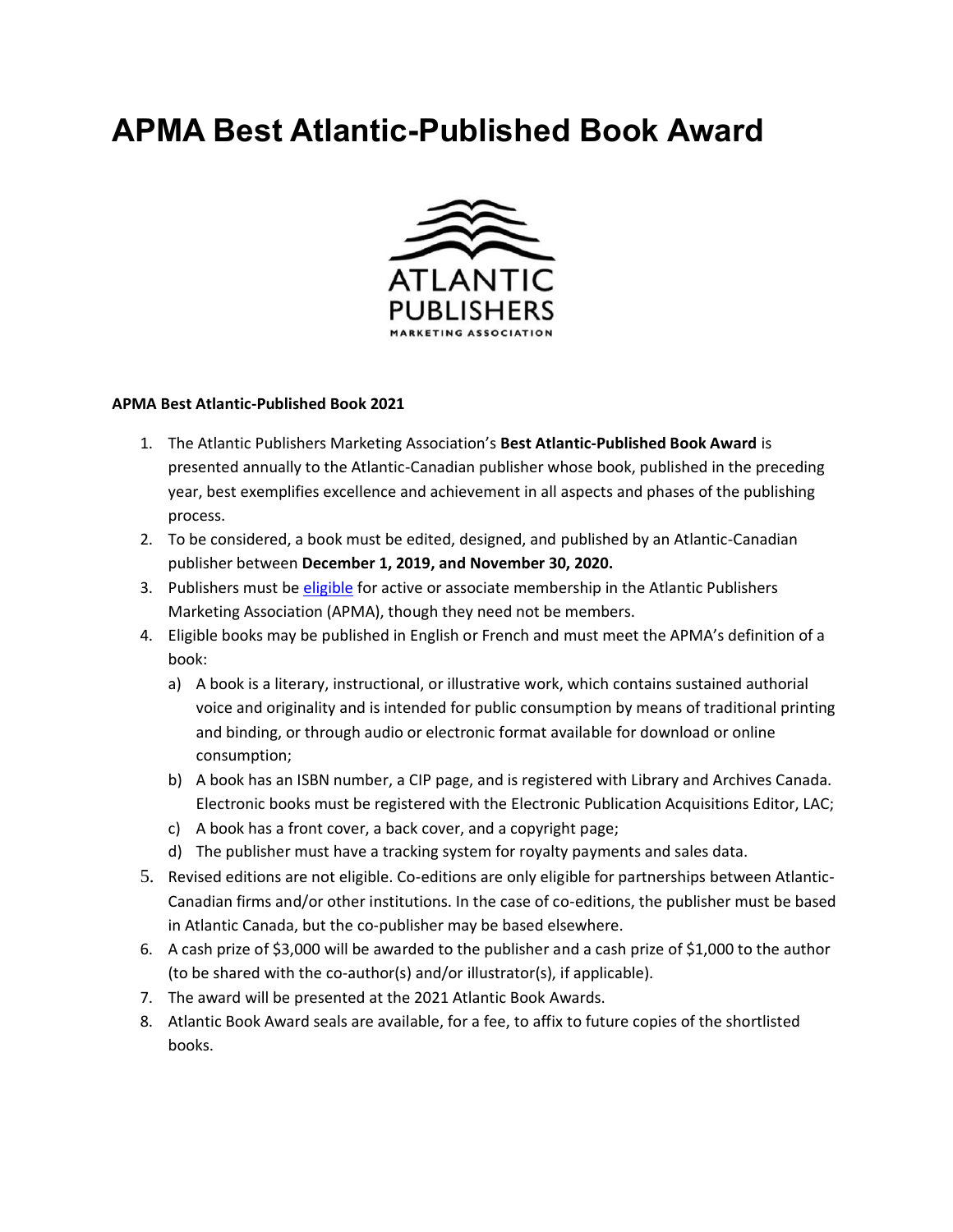# APMA Best Atlantic-Published Book Award

**APMA Best Atlantic-Published Book 2021**

1. The Atlantic Publishers Marketing Association's **Best Atlantic-Published Book Award** is presented annually to the Atlantic-Canadian publisher whose book, published in the preceding year, best exemplifies excellence and achievement in all aspects and phases of the publishing process.
2. To be considered, a book must be edited, designed, and published by an Atlantic-Canadian publisher between **December 1, 2019, and November 30, 2020.**
3. Publishers must be eligible for active or associate membership in the Atlantic Publishers Marketing Association (APMA), though they need not be members.
4. Eligible books may be published in English or French and must meet the APMA's definition of a book:
   a) A book is a literary, instructional, or illustrative work, which contains sustained authorial voice and originality and is intended for public consumption by means of traditional printing and binding, or through audio or electronic format available for download or online consumption;
   b) A book has an ISBN number, a CIP page, and is registered with Library and Archives Canada. Electronic books must be registered with the Electronic Publication Acquisitions Editor, LAC;
   c) A book has a front cover, a back cover, and a copyright page;
   d) The publisher must have a tracking system for royalty payments and sales data.
5. Revised editions are not eligible. Co-editions are only eligible for partnerships between Atlantic-Canadian firms and/or other institutions. In the case of co-editions, the publisher must be based in Atlantic Canada, but the co-publisher may be based elsewhere.
6. A cash prize of $3,000 will be awarded to the publisher and a cash prize of $1,000 to the author (to be shared with the co-author(s) and/or illustrator(s), if applicable).
7. The award will be presented at the 2021 Atlantic Book Awards.
8. Atlantic Book Award seals are available, for a fee, to affix to future copies of the shortlisted books.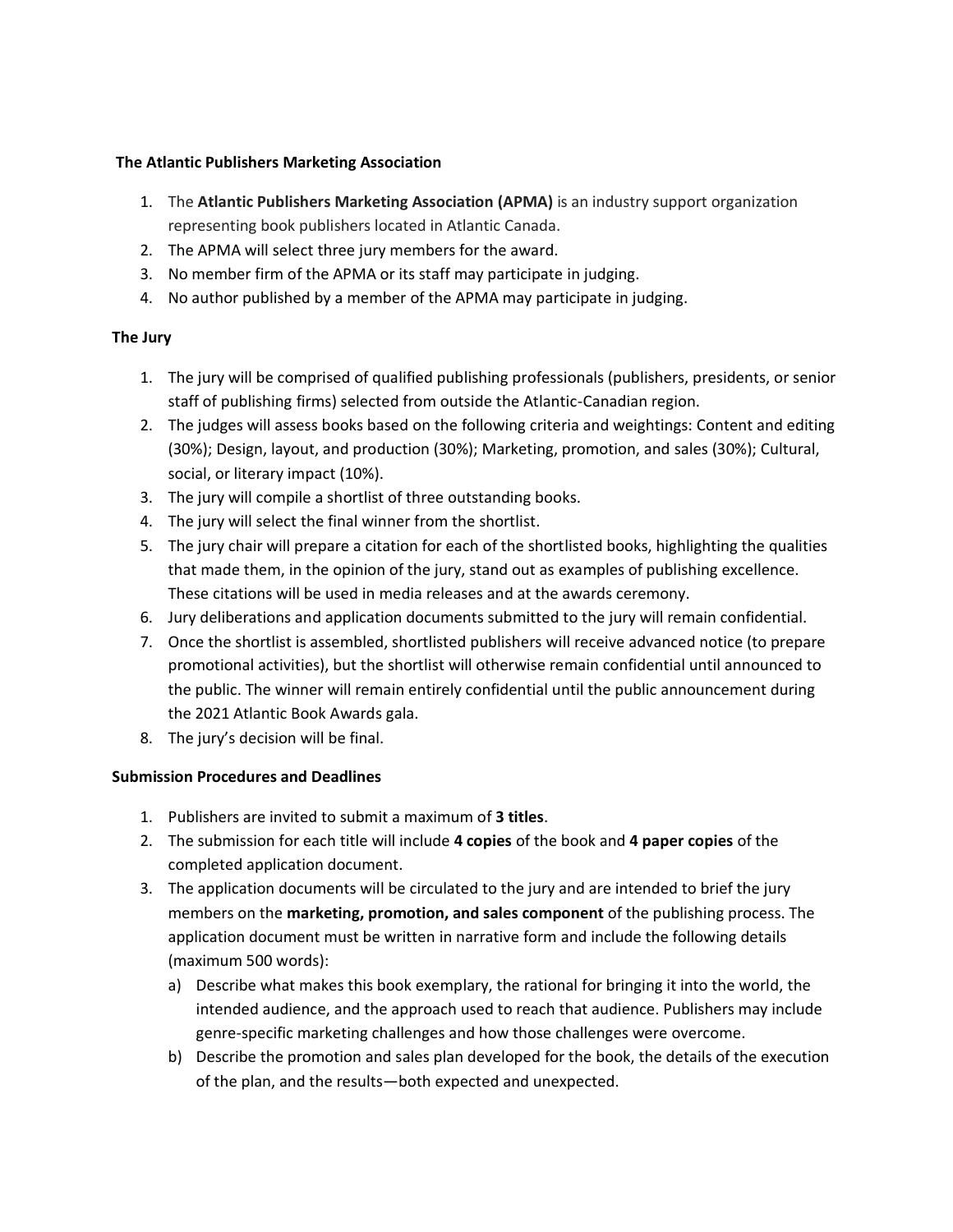**The Atlantic Publishers Marketing Association**

1. The **Atlantic Publishers Marketing Association (APMA)** is an industry support organization representing book publishers located in Atlantic Canada.
2. The APMA will select three jury members for the award.
3. No member firm of the APMA or its staff may participate in judging.
4. No author published by a member of the APMA may participate in judging.

**The Jury**

1. The jury will be comprised of qualified publishing professionals (publishers, presidents, or senior staff of publishing firms) selected from outside the Atlantic-Canadian region.
2. The judges will assess books based on the following criteria and weightings: Content and editing (30%); Design, layout, and production (30%); Marketing, promotion, and sales (30%); Cultural, social, or literary impact (10%).
3. The jury will compile a shortlist of three outstanding books.
4. The jury will select the final winner from the shortlist.
5. The jury chair will prepare a citation for each of the shortlisted books, highlighting the qualities that made them, in the opinion of the jury, stand out as examples of publishing excellence. These citations will be used in media releases and at the awards ceremony.
6. Jury deliberations and application documents submitted to the jury will remain confidential.
7. Once the shortlist is assembled, shortlisted publishers will receive advanced notice (to prepare promotional activities), but the shortlist will otherwise remain confidential until announced to the public. The winner will remain entirely confidential until the public announcement during the 2021 Atlantic Book Awards gala.
8. The jury's decision will be final.

**Submission Procedures and Deadlines**

1. Publishers are invited to submit a maximum of **3 titles**.
2. The submission for each title will include **4 copies** of the book and **4 paper copies** of the completed application document.
3. The application documents will be circulated to the jury and are intended to brief the jury members on the **marketing, promotion, and sales component** of the publishing process. The application document must be written in narrative form and include the following details (maximum 500 words):
   a) Describe what makes this book exemplary, the rational for bringing it into the world, the intended audience, and the approach used to reach that audience. Publishers may include genre-specific marketing challenges and how those challenges were overcome.
   b) Describe the promotion and sales plan developed for the book, the details of the execution of the plan, and the results—both expected and unexpected.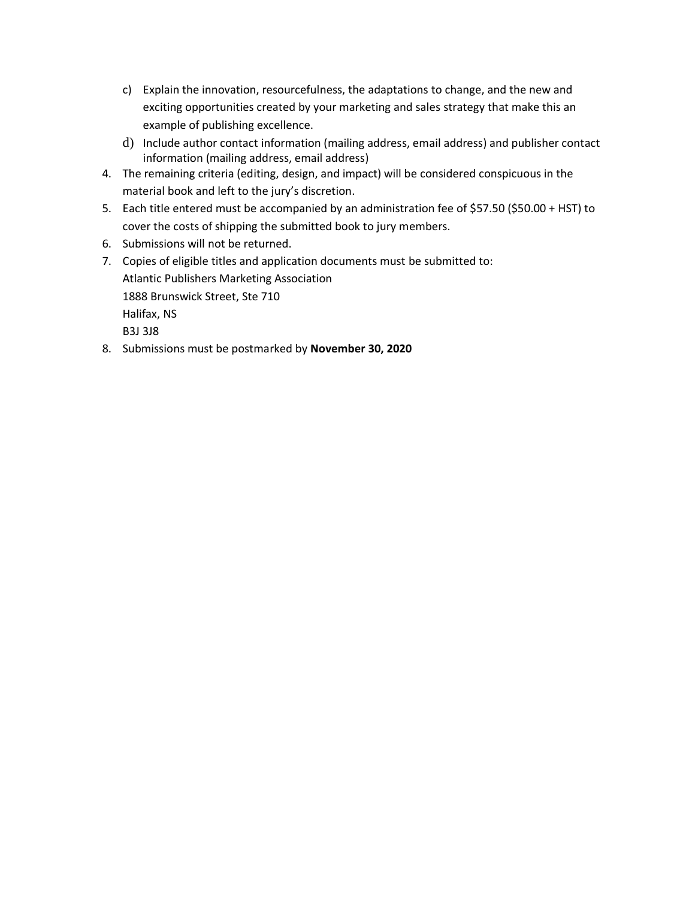c) Explain the innovation, resourcefulness, the adaptations to change, and the new and exciting opportunities created by your marketing and sales strategy that make this an example of publishing excellence.
   d) Include author contact information (mailing address, email address) and publisher contact information (mailing address, email address)

4. The remaining criteria (editing, design, and impact) will be considered conspicuous in the material book and left to the jury's discretion.
5. Each title entered must be accompanied by an administration fee of $57.50 ($50.00 + HST) to cover the costs of shipping the submitted book to jury members.
6. Submissions will not be returned.
7. Copies of eligible titles and application documents must be submitted to:
   Atlantic Publishers Marketing Association
   1888 Brunswick Street, Ste 710
   Halifax, NS
   B3J 3J8
8. Submissions must be postmarked by **November 30, 2020**